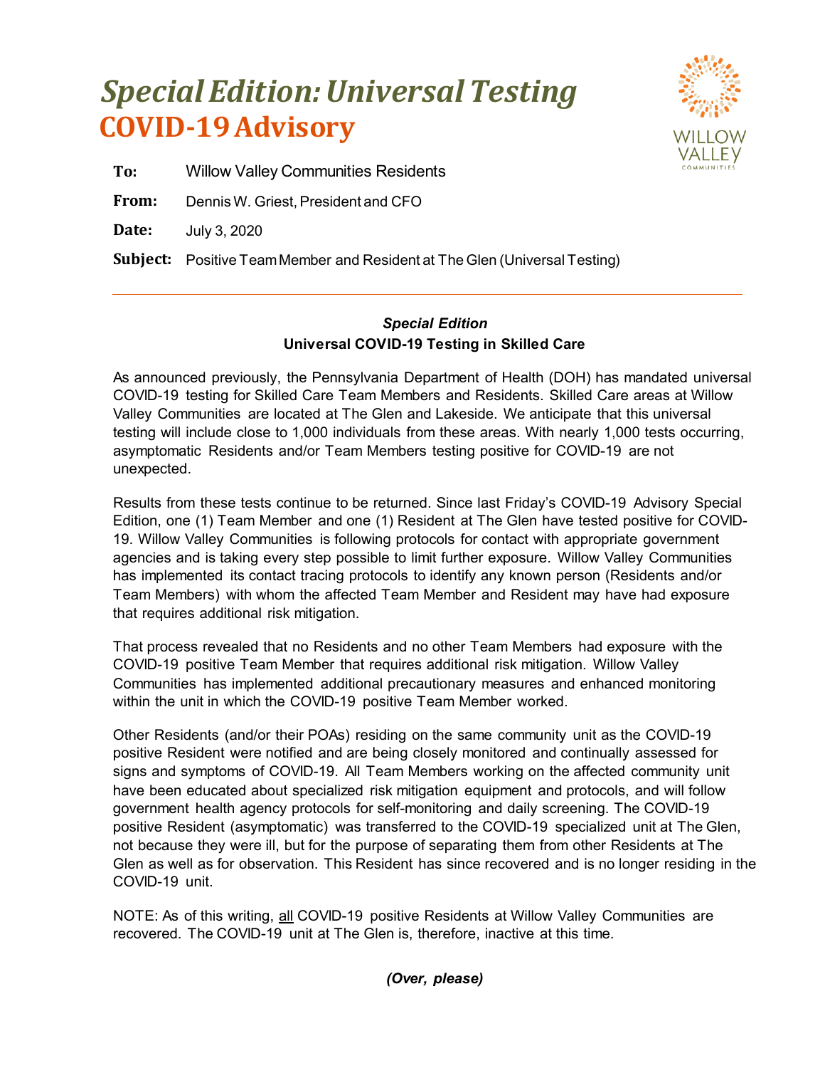# *Special Edition: Universal Testing*
## COVID-19 Advisory

**To:** Willow Valley Communities Residents

**From:** Dennis W. Griest, President and CFO

**Date:** July 3, 2020

**Subject:** Positive Team Member and Resident at The Glen (Universal Testing)

---

***Special Edition***
**Universal COVID-19 Testing in Skilled Care**

As announced previously, the Pennsylvania Department of Health (DOH) has mandated universal COVID-19 testing for Skilled Care Team Members and Residents. Skilled Care areas at Willow Valley Communities are located at The Glen and Lakeside. We anticipate that this universal testing will include close to 1,000 individuals from these areas. With nearly 1,000 tests occurring, asymptomatic Residents and/or Team Members testing positive for COVID-19 are not unexpected.

Results from these tests continue to be returned. Since last Friday's COVID-19 Advisory Special Edition, one (1) Team Member and one (1) Resident at The Glen have tested positive for COVID-19. Willow Valley Communities is following protocols for contact with appropriate government agencies and is taking every step possible to limit further exposure. Willow Valley Communities has implemented its contact tracing protocols to identify any known person (Residents and/or Team Members) with whom the affected Team Member and Resident may have had exposure that requires additional risk mitigation.

That process revealed that no Residents and no other Team Members had exposure with the COVID-19 positive Team Member that requires additional risk mitigation. Willow Valley Communities has implemented additional precautionary measures and enhanced monitoring within the unit in which the COVID-19 positive Team Member worked.

Other Residents (and/or their POAs) residing on the same community unit as the COVID-19 positive Resident were notified and are being closely monitored and continually assessed for signs and symptoms of COVID-19. All Team Members working on the affected community unit have been educated about specialized risk mitigation equipment and protocols, and will follow government health agency protocols for self-monitoring and daily screening. The COVID-19 positive Resident (asymptomatic) was transferred to the COVID-19 specialized unit at The Glen, not because they were ill, but for the purpose of separating them from other Residents at The Glen as well as for observation. This Resident has since recovered and is no longer residing in the COVID-19 unit.

NOTE: As of this writing, <u>all</u> COVID-19 positive Residents at Willow Valley Communities are recovered. The COVID-19 unit at The Glen is, therefore, inactive at this time.

***(Over, please)***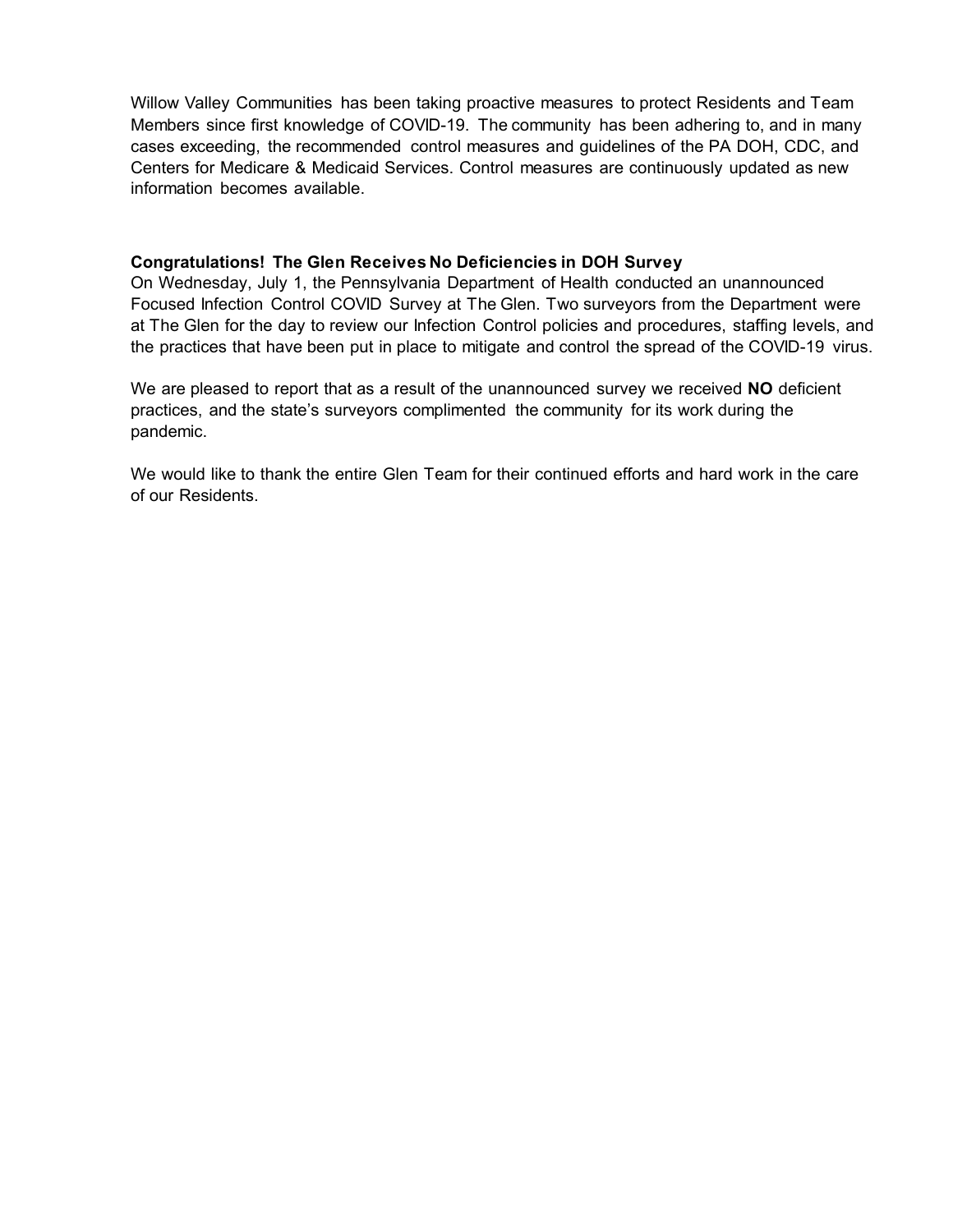Willow Valley Communities has been taking proactive measures to protect Residents and Team Members since first knowledge of COVID-19. The community has been adhering to, and in many cases exceeding, the recommended control measures and guidelines of the PA DOH, CDC, and Centers for Medicare & Medicaid Services. Control measures are continuously updated as new information becomes available.

**Congratulations! The Glen Receives No Deficiencies in DOH Survey**

On Wednesday, July 1, the Pennsylvania Department of Health conducted an unannounced Focused Infection Control COVID Survey at The Glen. Two surveyors from the Department were at The Glen for the day to review our Infection Control policies and procedures, staffing levels, and the practices that have been put in place to mitigate and control the spread of the COVID-19 virus.

We are pleased to report that as a result of the unannounced survey we received **NO** deficient practices, and the state's surveyors complimented the community for its work during the pandemic.

We would like to thank the entire Glen Team for their continued efforts and hard work in the care of our Residents.